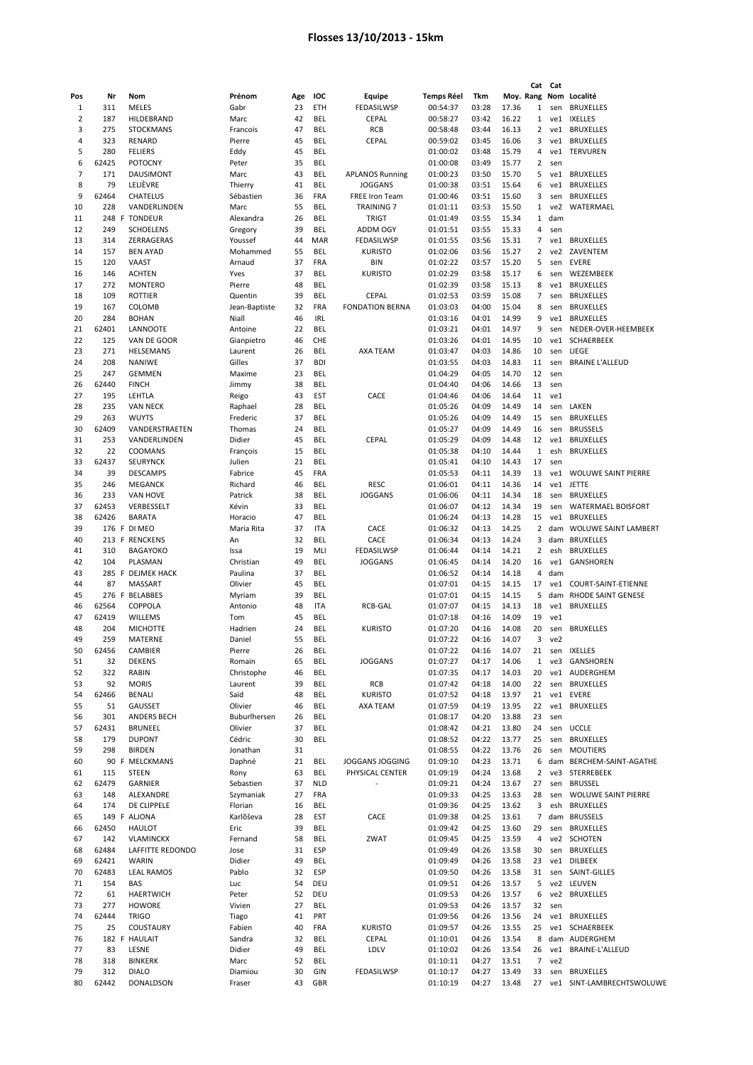# Flosses 13/10/2013 - 15km

| Pos | Nr | | Nom | Prénom | Age | IOC | Equipe | Temps Réel | Tkm | Moy. | Cat Rang | Cat Nom | Localité |
|---|---|---|---|---|---|---|---|---|---|---|---|---|---|
| 1 | 311 | | MELES | Gabr | 23 | ETH | FEDASILWSP | 00:54:37 | 03:28 | 17.36 | 1 | sen | BRUXELLES |
| 2 | 187 | | HILDEBRAND | Marc | 42 | BEL | CEPAL | 00:58:27 | 03:42 | 16.22 | 1 | ve1 | IXELLES |
| 3 | 275 | | STOCKMANS | Francois | 47 | BEL | RCB | 00:58:48 | 03:44 | 16.13 | 2 | ve1 | BRUXELLES |
| 4 | 323 | | RENARD | Pierre | 45 | BEL | CEPAL | 00:59:02 | 03:45 | 16.06 | 3 | ve1 | BRUXELLES |
| 5 | 280 | | FELIERS | Eddy | 45 | BEL | | 01:00:02 | 03:48 | 15.79 | 4 | ve1 | TERVUREN |
| 6 | 62425 | | POTOCNY | Peter | 35 | BEL | | 01:00:08 | 03:49 | 15.77 | 2 | sen | |
| 7 | 171 | | DAUSIMONT | Marc | 43 | BEL | APLANOS Running | 01:00:23 | 03:50 | 15.70 | 5 | ve1 | BRUXELLES |
| 8 | 79 | | LELIÈVRE | Thierry | 41 | BEL | JOGGANS | 01:00:38 | 03:51 | 15.64 | 6 | ve1 | BRUXELLES |
| 9 | 62464 | | CHATELUS | Sébastien | 36 | FRA | FREE Iron Team | 01:00:46 | 03:51 | 15.60 | 3 | sen | BRUXELLES |
| 10 | 228 | | VANDERLINDEN | Marc | 55 | BEL | TRAINING 7 | 01:01:11 | 03:53 | 15.50 | 1 | ve2 | WATERMAEL |
| 11 | 248 | F | TONDEUR | Alexandra | 26 | BEL | TRIGT | 01:01:49 | 03:55 | 15.34 | 1 | dam | |
| 12 | 249 | | SCHOELENS | Gregory | 39 | BEL | ADDM OGY | 01:01:51 | 03:55 | 15.33 | 4 | sen | |
| 13 | 314 | | ZERRAGERAS | Youssef | 44 | MAR | FEDASILWSP | 01:01:55 | 03:56 | 15.31 | 7 | ve1 | BRUXELLES |
| 14 | 157 | | BEN AYAD | Mohammed | 55 | BEL | KURISTO | 01:02:06 | 03:56 | 15.27 | 2 | ve2 | ZAVENTEM |
| 15 | 120 | | VAAST | Arnaud | 37 | FRA | BIN | 01:02:22 | 03:57 | 15.20 | 5 | sen | EVERE |
| 16 | 146 | | ACHTEN | Yves | 37 | BEL | KURISTO | 01:02:29 | 03:58 | 15.17 | 6 | sen | WEZEMBEEK |
| 17 | 272 | | MONTERO | Pierre | 48 | BEL | | 01:02:39 | 03:58 | 15.13 | 8 | ve1 | BRUXELLES |
| 18 | 109 | | ROTTIER | Quentin | 39 | BEL | CEPAL | 01:02:53 | 03:59 | 15.08 | 7 | sen | BRUXELLES |
| 19 | 167 | | COLOMB | Jean-Baptiste | 32 | FRA | FONDATION BERNA | 01:03:03 | 04:00 | 15.04 | 8 | sen | BRUXELLES |
| 20 | 284 | | BOHAN | Niall | 46 | IRL | | 01:03:16 | 04:01 | 14.99 | 9 | ve1 | BRUXELLES |
| 21 | 62401 | | LANNOOTE | Antoine | 22 | BEL | | 01:03:21 | 04:01 | 14.97 | 9 | sen | NEDER-OVER-HEEMBEEK |
| 22 | 125 | | VAN DE GOOR | Gianpietro | 46 | CHE | | 01:03:26 | 04:01 | 14.95 | 10 | ve1 | SCHAERBEEK |
| 23 | 271 | | HELSEMANS | Laurent | 26 | BEL | AXA TEAM | 01:03:47 | 04:03 | 14.86 | 10 | sen | LIEGE |
| 24 | 208 | | NANIWE | Gilles | 37 | BDI | | 01:03:55 | 04:03 | 14.83 | 11 | sen | BRAINE L'ALLEUD |
| 25 | 247 | | GEMMEN | Maxime | 23 | BEL | | 01:04:29 | 04:05 | 14.70 | 12 | sen | |
| 26 | 62440 | | FINCH | Jimmy | 38 | BEL | | 01:04:40 | 04:06 | 14.66 | 13 | sen | |
| 27 | 195 | | LEHTLA | Reigo | 43 | EST | CACE | 01:04:46 | 04:06 | 14.64 | 11 | ve1 | |
| 28 | 235 | | VAN NECK | Raphael | 28 | BEL | | 01:05:26 | 04:09 | 14.49 | 14 | sen | LAKEN |
| 29 | 263 | | WUYTS | Frederic | 37 | BEL | | 01:05:26 | 04:09 | 14.49 | 15 | sen | BRUXELLES |
| 30 | 62409 | | VANDERSTRAETEN | Thomas | 24 | BEL | | 01:05:27 | 04:09 | 14.49 | 16 | sen | BRUSSELS |
| 31 | 253 | | VANDERLINDEN | Didier | 45 | BEL | CEPAL | 01:05:29 | 04:09 | 14.48 | 12 | ve1 | BRUXELLES |
| 32 | 22 | | COOMANS | François | 15 | BEL | | 01:05:38 | 04:10 | 14.44 | 1 | esh | BRUXELLES |
| 33 | 62437 | | SEURYNCK | Julien | 21 | BEL | | 01:05:41 | 04:10 | 14.43 | 17 | sen | |
| 34 | 39 | | DESCAMPS | Fabrice | 45 | FRA | | 01:05:53 | 04:11 | 14.39 | 13 | ve1 | WOLUWE SAINT PIERRE |
| 35 | 246 | | MEGANCK | Richard | 46 | BEL | RESC | 01:06:01 | 04:11 | 14.36 | 14 | ve1 | JETTE |
| 36 | 233 | | VAN HOVE | Patrick | 38 | BEL | JOGGANS | 01:06:06 | 04:11 | 14.34 | 18 | sen | BRUXELLES |
| 37 | 62453 | | VERBESSELT | Kévin | 33 | BEL | | 01:06:07 | 04:12 | 14.34 | 19 | sen | WATERMAEL BOISFORT |
| 38 | 62426 | | BARATA | Horacio | 47 | BEL | | 01:06:24 | 04:13 | 14.28 | 15 | ve1 | BRUXELLES |
| 39 | 176 | F | DI MEO | Maria Rita | 37 | ITA | CACE | 01:06:32 | 04:13 | 14.25 | 2 | dam | WOLUWE SAINT LAMBERT |
| 40 | 213 | F | RENCKENS | An | 32 | BEL | CACE | 01:06:34 | 04:13 | 14.24 | 3 | dam | BRUXELLES |
| 41 | 310 | | BAGAYOKO | Issa | 19 | MLI | FEDASILWSP | 01:06:44 | 04:14 | 14.21 | 2 | esh | BRUXELLES |
| 42 | 104 | | PLASMAN | Christian | 49 | BEL | JOGGANS | 01:06:45 | 04:14 | 14.20 | 16 | ve1 | GANSHOREN |
| 43 | 285 | F | DEJMEK HACK | Paulina | 37 | BEL | | 01:06:52 | 04:14 | 14.18 | 4 | dam | |
| 44 | 87 | | MASSART | Olivier | 45 | BEL | | 01:07:01 | 04:15 | 14.15 | 17 | ve1 | COURT-SAINT-ETIENNE |
| 45 | 276 | F | BELABBES | Myriam | 39 | BEL | | 01:07:01 | 04:15 | 14.15 | 5 | dam | RHODE SAINT GENESE |
| 46 | 62564 | | COPPOLA | Antonio | 48 | ITA | RCB-GAL | 01:07:07 | 04:15 | 14.13 | 18 | ve1 | BRUXELLES |
| 47 | 62419 | | WILLEMS | Tom | 45 | BEL | | 01:07:18 | 04:16 | 14.09 | 19 | ve1 | |
| 48 | 204 | | MICHOTTE | Hadrien | 24 | BEL | KURISTO | 01:07:20 | 04:16 | 14.08 | 20 | sen | BRUXELLES |
| 49 | 259 | | MATERNE | Daniel | 55 | BEL | | 01:07:22 | 04:16 | 14.07 | 3 | ve2 | |
| 50 | 62456 | | CAMBIER | Pierre | 26 | BEL | | 01:07:22 | 04:16 | 14.07 | 21 | sen | IXELLES |
| 51 | 32 | | DEKENS | Romain | 65 | BEL | JOGGANS | 01:07:27 | 04:17 | 14.06 | 1 | ve3 | GANSHOREN |
| 52 | 322 | | RABIN | Christophe | 46 | BEL | | 01:07:35 | 04:17 | 14.03 | 20 | ve1 | AUDERGHEM |
| 53 | 92 | | MORIS | Laurent | 39 | BEL | RCB | 01:07:42 | 04:18 | 14.00 | 22 | sen | BRUXELLES |
| 54 | 62466 | | BENALI | Said | 48 | BEL | KURISTO | 01:07:52 | 04:18 | 13.97 | 21 | ve1 | EVERE |
| 55 | 51 | | GAUSSET | Olivier | 46 | BEL | AXA TEAM | 01:07:59 | 04:19 | 13.95 | 22 | ve1 | BRUXELLES |
| 56 | 301 | | ANDERS BECH | Buburlhersen | 26 | BEL | | 01:08:17 | 04:20 | 13.88 | 23 | sen | |
| 57 | 62431 | | BRUNEEL | Olivier | 37 | BEL | | 01:08:42 | 04:21 | 13.80 | 24 | sen | UCCLE |
| 58 | 179 | | DUPONT | Cédric | 30 | BEL | | 01:08:52 | 04:22 | 13.77 | 25 | sen | BRUXELLES |
| 59 | 298 | | BIRDEN | Jonathan | 31 | | | 01:08:55 | 04:22 | 13.76 | 26 | sen | MOUTIERS |
| 60 | 90 | F | MELCKMANS | Daphné | 21 | BEL | JOGGANS JOGGING | 01:09:10 | 04:23 | 13.71 | 6 | dam | BERCHEM-SAINT-AGATHE |
| 61 | 115 | | STEEN | Rony | 63 | BEL | PHYSICAL CENTER | 01:09:19 | 04:24 | 13.68 | 2 | ve3 | STERREBEEK |
| 62 | 62479 | | GARNIER | Sebastien | 37 | NLD | - | 01:09:21 | 04:24 | 13.67 | 27 | sen | BRUSSEL |
| 63 | 148 | | ALEXANDRE | Szymaniak | 27 | FRA | | 01:09:33 | 04:25 | 13.63 | 28 | sen | WOLUWE SAINT PIERRE |
| 64 | 174 | | DE CLIPPELE | Florian | 16 | BEL | | 01:09:36 | 04:25 | 13.62 | 3 | esh | BRUXELLES |
| 65 | 149 | F | ALJONA | Karlõševa | 28 | EST | CACE | 01:09:38 | 04:25 | 13.61 | 7 | dam | BRUSSELS |
| 66 | 62450 | | HAULOT | Eric | 39 | BEL | | 01:09:42 | 04:25 | 13.60 | 29 | sen | BRUXELLES |
| 67 | 142 | | VLAMINCKX | Fernand | 58 | BEL | ZWAT | 01:09:45 | 04:25 | 13.59 | 4 | ve2 | SCHOTEN |
| 68 | 62484 | | LAFFITTE REDONDO | Jose | 31 | ESP | | 01:09:49 | 04:26 | 13.58 | 30 | sen | BRUXELLES |
| 69 | 62421 | | WARIN | Didier | 49 | BEL | | 01:09:49 | 04:26 | 13.58 | 23 | ve1 | DILBEEK |
| 70 | 62483 | | LEAL RAMOS | Pablo | 32 | ESP | | 01:09:50 | 04:26 | 13.58 | 31 | sen | SAINT-GILLES |
| 71 | 154 | | BAS | Luc | 54 | DEU | | 01:09:51 | 04:26 | 13.57 | 5 | ve2 | LEUVEN |
| 72 | 61 | | HAERTWICH | Peter | 52 | DEU | | 01:09:53 | 04:26 | 13.57 | 6 | ve2 | BRUXELLES |
| 73 | 277 | | HOWORE | Vivien | 27 | BEL | | 01:09:53 | 04:26 | 13.57 | 32 | sen | |
| 74 | 62444 | | TRIGO | Tiago | 41 | PRT | | 01:09:56 | 04:26 | 13.56 | 24 | ve1 | BRUXELLES |
| 75 | 25 | | COUSTAURY | Fabien | 40 | FRA | KURISTO | 01:09:57 | 04:26 | 13.55 | 25 | ve1 | SCHAERBEEK |
| 76 | 182 | F | HAULAIT | Sandra | 32 | BEL | CEPAL | 01:10:01 | 04:26 | 13.54 | 8 | dam | AUDERGHEM |
| 77 | 83 | | LESNE | Didier | 49 | BEL | LDLV | 01:10:02 | 04:26 | 13.54 | 26 | ve1 | BRAINE-L'ALLEUD |
| 78 | 318 | | BINKERK | Marc | 52 | BEL | | 01:10:11 | 04:27 | 13.51 | 7 | ve2 | |
| 79 | 312 | | DIALO | Diamiou | 30 | GIN | FEDASILWSP | 01:10:17 | 04:27 | 13.49 | 33 | sen | BRUXELLES |
| 80 | 62442 | | DONALDSON | Fraser | 43 | GBR | | 01:10:19 | 04:27 | 13.48 | 27 | ve1 | SINT-LAMBRECHTSWOLUWE |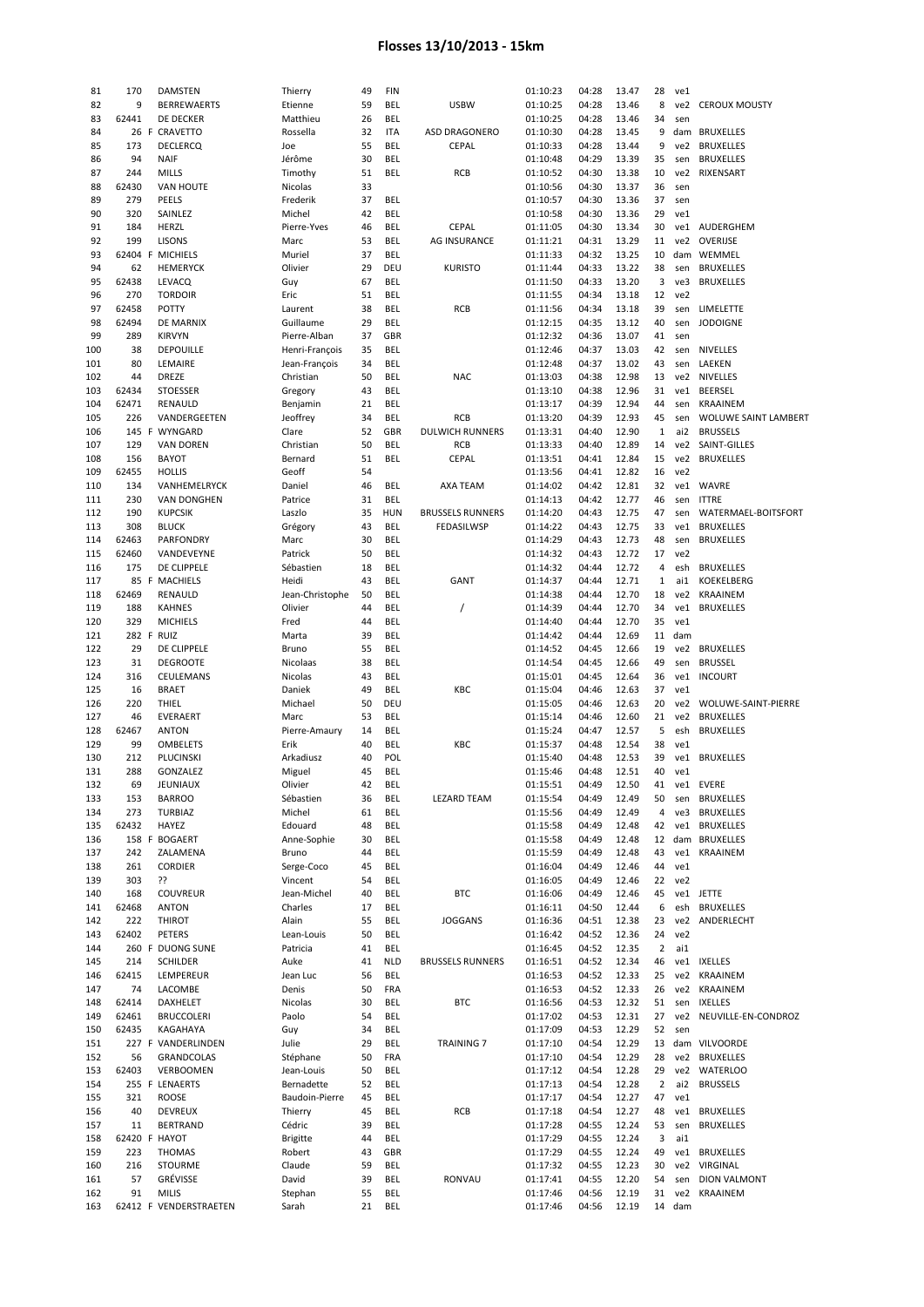# Flosses 13/10/2013 - 15km

| | | | | | | | | | | | | | |
|---|---|---|---|---|---|---|---|---|---|---|---|---|---|
| 81 | 170 | | DAMSTEN | Thierry | 49 | FIN | | 01:10:23 | 04:28 | 13.47 | 28 | ve1 | |
| 82 | 9 | | BERREWAERTS | Etienne | 59 | BEL | USBW | 01:10:25 | 04:28 | 13.46 | 8 | ve2 | CEROUX MOUSTY |
| 83 | 62441 | | DE DECKER | Matthieu | 26 | BEL | | 01:10:25 | 04:28 | 13.46 | 34 | sen | |
| 84 | 26 | F | CRAVETTO | Rossella | 32 | ITA | ASD DRAGONERO | 01:10:30 | 04:28 | 13.45 | 9 | dam | BRUXELLES |
| 85 | 173 | | DECLERCQ | Joe | 55 | BEL | CEPAL | 01:10:33 | 04:28 | 13.44 | 9 | ve2 | BRUXELLES |
| 86 | 94 | | NAIF | Jérôme | 30 | BEL | | 01:10:48 | 04:29 | 13.39 | 35 | sen | BRUXELLES |
| 87 | 244 | | MILLS | Timothy | 51 | BEL | RCB | 01:10:52 | 04:30 | 13.38 | 10 | ve2 | RIXENSART |
| 88 | 62430 | | VAN HOUTE | Nicolas | 33 | | | 01:10:56 | 04:30 | 13.37 | 36 | sen | |
| 89 | 279 | | PEELS | Frederik | 37 | BEL | | 01:10:57 | 04:30 | 13.36 | 37 | sen | |
| 90 | 320 | | SAINLEZ | Michel | 42 | BEL | | 01:10:58 | 04:30 | 13.36 | 29 | ve1 | |
| 91 | 184 | | HERZL | Pierre-Yves | 46 | BEL | CEPAL | 01:11:05 | 04:30 | 13.34 | 30 | ve1 | AUDERGHEM |
| 92 | 199 | | LISONS | Marc | 53 | BEL | AG INSURANCE | 01:11:21 | 04:31 | 13.29 | 11 | ve2 | OVERIJSE |
| 93 | 62404 | F | MICHIELS | Muriel | 37 | BEL | | 01:11:33 | 04:32 | 13.25 | 10 | dam | WEMMEL |
| 94 | 62 | | HEMERYCK | Olivier | 29 | DEU | KURISTO | 01:11:44 | 04:33 | 13.22 | 38 | sen | BRUXELLES |
| 95 | 62438 | | LEVACQ | Guy | 67 | BEL | | 01:11:50 | 04:33 | 13.20 | 3 | ve3 | BRUXELLES |
| 96 | 270 | | TORDOIR | Eric | 51 | BEL | | 01:11:55 | 04:34 | 13.18 | 12 | ve2 | |
| 97 | 62458 | | POTTY | Laurent | 38 | BEL | RCB | 01:11:56 | 04:34 | 13.18 | 39 | sen | LIMELETTE |
| 98 | 62494 | | DE MARNIX | Guillaume | 29 | BEL | | 01:12:15 | 04:35 | 13.12 | 40 | sen | JODOIGNE |
| 99 | 289 | | KIRVYN | Pierre-Alban | 37 | GBR | | 01:12:32 | 04:36 | 13.07 | 41 | sen | |
| 100 | 38 | | DEPOUILLE | Henri-François | 35 | BEL | | 01:12:46 | 04:37 | 13.03 | 42 | sen | NIVELLES |
| 101 | 80 | | LEMAIRE | Jean-François | 34 | BEL | | 01:12:48 | 04:37 | 13.02 | 43 | sen | LAEKEN |
| 102 | 44 | | DREZE | Christian | 50 | BEL | NAC | 01:13:03 | 04:38 | 12.98 | 13 | ve2 | NIVELLES |
| 103 | 62434 | | STOESSER | Gregory | 43 | BEL | | 01:13:10 | 04:38 | 12.96 | 31 | ve1 | BEERSEL |
| 104 | 62471 | | RENAULD | Benjamin | 21 | BEL | | 01:13:17 | 04:39 | 12.94 | 44 | sen | KRAAINEM |
| 105 | 226 | | VANDERGEETEN | Jeoffrey | 34 | BEL | RCB | 01:13:20 | 04:39 | 12.93 | 45 | sen | WOLUWE SAINT LAMBERT |
| 106 | 145 | F | WYNGARD | Clare | 52 | GBR | DULWICH RUNNERS | 01:13:31 | 04:40 | 12.90 | 1 | ai2 | BRUSSELS |
| 107 | 129 | | VAN DOREN | Christian | 50 | BEL | RCB | 01:13:33 | 04:40 | 12.89 | 14 | ve2 | SAINT-GILLES |
| 108 | 156 | | BAYOT | Bernard | 51 | BEL | CEPAL | 01:13:51 | 04:41 | 12.84 | 15 | ve2 | BRUXELLES |
| 109 | 62455 | | HOLLIS | Geoff | 54 | | | 01:13:56 | 04:41 | 12.82 | 16 | ve2 | |
| 110 | 134 | | VANHEMELRYCK | Daniel | 46 | BEL | AXA TEAM | 01:14:02 | 04:42 | 12.81 | 32 | ve1 | WAVRE |
| 111 | 230 | | VAN DONGHEN | Patrice | 31 | BEL | | 01:14:13 | 04:42 | 12.77 | 46 | sen | ITTRE |
| 112 | 190 | | KUPCSIK | Laszlo | 35 | HUN | BRUSSELS RUNNERS | 01:14:20 | 04:43 | 12.75 | 47 | sen | WATERMAEL-BOITSFORT |
| 113 | 308 | | BLUCK | Grégory | 43 | BEL | FEDASILWSP | 01:14:22 | 04:43 | 12.75 | 33 | ve1 | BRUXELLES |
| 114 | 62463 | | PARFONDRY | Marc | 30 | BEL | | 01:14:29 | 04:43 | 12.73 | 48 | sen | BRUXELLES |
| 115 | 62460 | | VANDEVEYNE | Patrick | 50 | BEL | | 01:14:32 | 04:43 | 12.72 | 17 | ve2 | |
| 116 | 175 | | DE CLIPPELE | Sébastien | 18 | BEL | | 01:14:32 | 04:44 | 12.72 | 4 | esh | BRUXELLES |
| 117 | 85 | F | MACHIELS | Heidi | 43 | BEL | GANT | 01:14:37 | 04:44 | 12.71 | 1 | ai1 | KOEKELBERG |
| 118 | 62469 | | RENAULD | Jean-Christophe | 50 | BEL | | 01:14:38 | 04:44 | 12.70 | 18 | ve2 | KRAAINEM |
| 119 | 188 | | KAHNES | Olivier | 44 | BEL | / | 01:14:39 | 04:44 | 12.70 | 34 | ve1 | BRUXELLES |
| 120 | 329 | | MICHIELS | Fred | 44 | BEL | | 01:14:40 | 04:44 | 12.70 | 35 | ve1 | |
| 121 | 282 | F | RUIZ | Marta | 39 | BEL | | 01:14:42 | 04:44 | 12.69 | 11 | dam | |
| 122 | 29 | | DE CLIPPELE | Bruno | 55 | BEL | | 01:14:52 | 04:45 | 12.66 | 19 | ve2 | BRUXELLES |
| 123 | 31 | | DEGROOTE | Nicolaas | 38 | BEL | | 01:14:54 | 04:45 | 12.66 | 49 | sen | BRUSSEL |
| 124 | 316 | | CEULEMANS | Nicolas | 43 | BEL | | 01:15:01 | 04:45 | 12.64 | 36 | ve1 | INCOURT |
| 125 | 16 | | BRAET | Daniek | 49 | BEL | KBC | 01:15:04 | 04:46 | 12.63 | 37 | ve1 | |
| 126 | 220 | | THIEL | Michael | 50 | DEU | | 01:15:05 | 04:46 | 12.63 | 20 | ve2 | WOLUWE-SAINT-PIERRE |
| 127 | 46 | | EVERAERT | Marc | 53 | BEL | | 01:15:14 | 04:46 | 12.60 | 21 | ve2 | BRUXELLES |
| 128 | 62467 | | ANTON | Pierre-Amaury | 14 | BEL | | 01:15:24 | 04:47 | 12.57 | 5 | esh | BRUXELLES |
| 129 | 99 | | OMBELETS | Erik | 40 | BEL | KBC | 01:15:37 | 04:48 | 12.54 | 38 | ve1 | |
| 130 | 212 | | PLUCINSKI | Arkadiusz | 40 | POL | | 01:15:40 | 04:48 | 12.53 | 39 | ve1 | BRUXELLES |
| 131 | 288 | | GONZALEZ | Miguel | 45 | BEL | | 01:15:46 | 04:48 | 12.51 | 40 | ve1 | |
| 132 | 69 | | JEUNIAUX | Olivier | 42 | BEL | | 01:15:51 | 04:49 | 12.50 | 41 | ve1 | EVERE |
| 133 | 153 | | BARROO | Sébastien | 36 | BEL | LEZARD TEAM | 01:15:54 | 04:49 | 12.49 | 50 | sen | BRUXELLES |
| 134 | 273 | | TURBIAZ | Michel | 61 | BEL | | 01:15:56 | 04:49 | 12.49 | 4 | ve3 | BRUXELLES |
| 135 | 62432 | | HAYEZ | Edouard | 48 | BEL | | 01:15:58 | 04:49 | 12.48 | 42 | ve1 | BRUXELLES |
| 136 | 158 | F | BOGAERT | Anne-Sophie | 30 | BEL | | 01:15:58 | 04:49 | 12.48 | 12 | dam | BRUXELLES |
| 137 | 242 | | ZALAMENA | Bruno | 44 | BEL | | 01:15:59 | 04:49 | 12.48 | 43 | ve1 | KRAAINEM |
| 138 | 261 | | CORDIER | Serge-Coco | 45 | BEL | | 01:16:04 | 04:49 | 12.46 | 44 | ve1 | |
| 139 | 303 | | ?? | Vincent | 54 | BEL | | 01:16:05 | 04:49 | 12.46 | 22 | ve2 | |
| 140 | 168 | | COUVREUR | Jean-Michel | 40 | BEL | BTC | 01:16:06 | 04:49 | 12.46 | 45 | ve1 | JETTE |
| 141 | 62468 | | ANTON | Charles | 17 | BEL | | 01:16:11 | 04:50 | 12.44 | 6 | esh | BRUXELLES |
| 142 | 222 | | THIROT | Alain | 55 | BEL | JOGGANS | 01:16:36 | 04:51 | 12.38 | 23 | ve2 | ANDERLECHT |
| 143 | 62402 | | PETERS | Lean-Louis | 50 | BEL | | 01:16:42 | 04:52 | 12.36 | 24 | ve2 | |
| 144 | 260 | F | DUONG SUNE | Patricia | 41 | BEL | | 01:16:45 | 04:52 | 12.35 | 2 | ai1 | |
| 145 | 214 | | SCHILDER | Auke | 41 | NLD | BRUSSELS RUNNERS | 01:16:51 | 04:52 | 12.34 | 46 | ve1 | IXELLES |
| 146 | 62415 | | LEMPEREUR | Jean Luc | 56 | BEL | | 01:16:53 | 04:52 | 12.33 | 25 | ve2 | KRAAINEM |
| 147 | 74 | | LACOMBE | Denis | 50 | FRA | | 01:16:53 | 04:52 | 12.33 | 26 | ve2 | KRAAINEM |
| 148 | 62414 | | DAXHELET | Nicolas | 30 | BEL | BTC | 01:16:56 | 04:53 | 12.32 | 51 | sen | IXELLES |
| 149 | 62461 | | BRUCCOLERI | Paolo | 54 | BEL | | 01:17:02 | 04:53 | 12.31 | 27 | ve2 | NEUVILLE-EN-CONDROZ |
| 150 | 62435 | | KAGAHAYA | Guy | 34 | BEL | | 01:17:09 | 04:53 | 12.29 | 52 | sen | |
| 151 | 227 | F | VANDERLINDEN | Julie | 29 | BEL | TRAINING 7 | 01:17:10 | 04:54 | 12.29 | 13 | dam | VILVOORDE |
| 152 | 56 | | GRANDCOLAS | Stéphane | 50 | FRA | | 01:17:10 | 04:54 | 12.29 | 28 | ve2 | BRUXELLES |
| 153 | 62403 | | VERBOOMEN | Jean-Louis | 50 | BEL | | 01:17:12 | 04:54 | 12.28 | 29 | ve2 | WATERLOO |
| 154 | 255 | F | LENAERTS | Bernadette | 52 | BEL | | 01:17:13 | 04:54 | 12.28 | 2 | ai2 | BRUSSELS |
| 155 | 321 | | ROOSE | Baudoin-Pierre | 45 | BEL | | 01:17:17 | 04:54 | 12.27 | 47 | ve1 | |
| 156 | 40 | | DEVREUX | Thierry | 45 | BEL | RCB | 01:17:18 | 04:54 | 12.27 | 48 | ve1 | BRUXELLES |
| 157 | 11 | | BERTRAND | Cédric | 39 | BEL | | 01:17:28 | 04:55 | 12.24 | 53 | sen | BRUXELLES |
| 158 | 62420 | F | HAYOT | Brigitte | 44 | BEL | | 01:17:29 | 04:55 | 12.24 | 3 | ai1 | |
| 159 | 223 | | THOMAS | Robert | 43 | GBR | | 01:17:29 | 04:55 | 12.24 | 49 | ve1 | BRUXELLES |
| 160 | 216 | | STOURME | Claude | 59 | BEL | | 01:17:32 | 04:55 | 12.23 | 30 | ve2 | VIRGINAL |
| 161 | 57 | | GRÉVISSE | David | 39 | BEL | RONVAU | 01:17:41 | 04:55 | 12.20 | 54 | sen | DION VALMONT |
| 162 | 91 | | MILIS | Stephan | 55 | BEL | | 01:17:46 | 04:56 | 12.19 | 31 | ve2 | KRAAINEM |
| 163 | 62412 | F | VENDERSTRAETEN | Sarah | 21 | BEL | | 01:17:46 | 04:56 | 12.19 | 14 | dam | |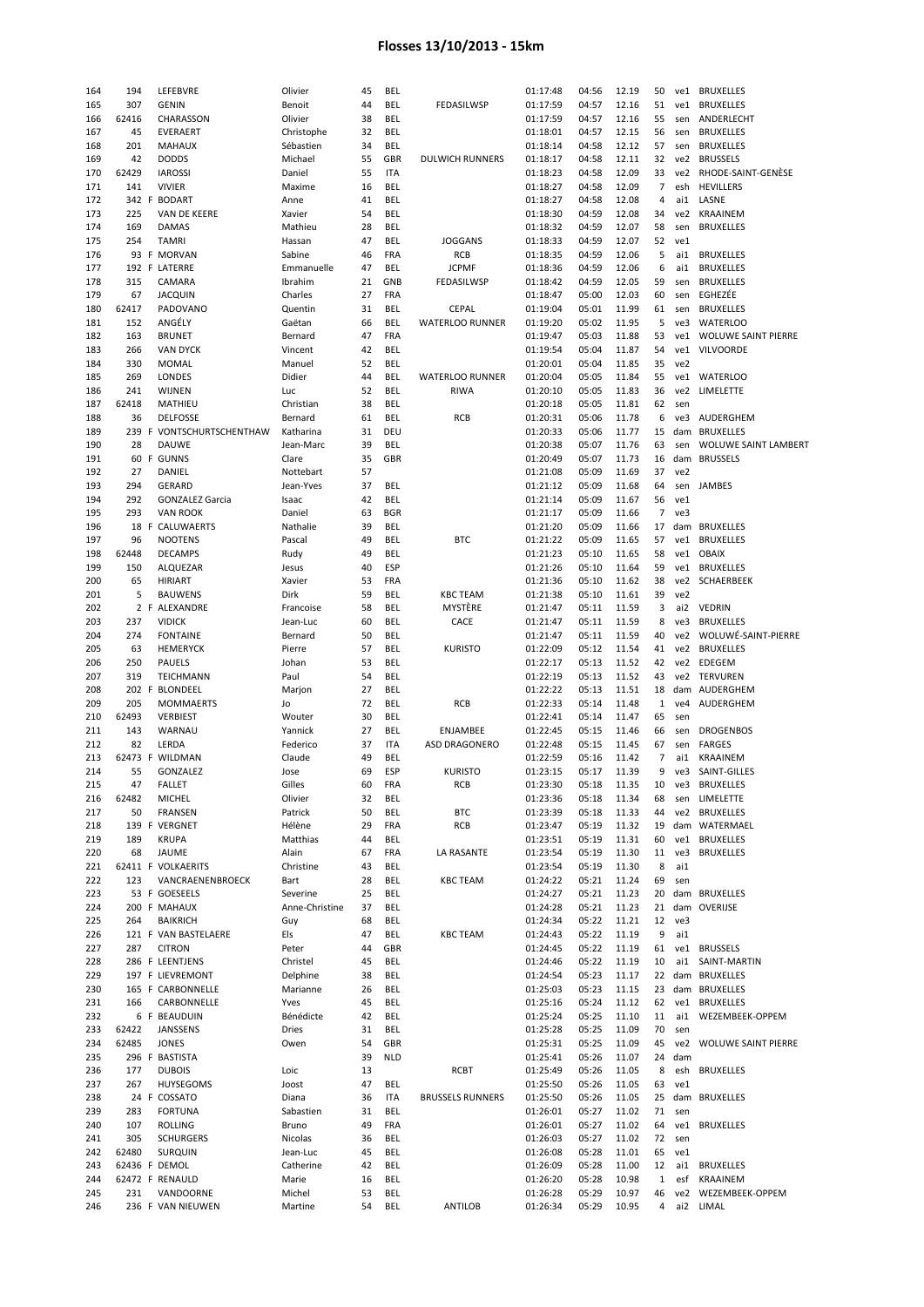# Flosses 13/10/2013 - 15km

| | | | | | | | | | | | | | |
|---|---|---|---|---|---|---|---|---|---|---|---|---|---|
| 164 | 194 | | LEFEBVRE | Olivier | 45 | BEL | | 01:17:48 | 04:56 | 12.19 | 50 | ve1 | BRUXELLES |
| 165 | 307 | | GENIN | Benoit | 44 | BEL | FEDASILWSP | 01:17:59 | 04:57 | 12.16 | 51 | ve1 | BRUXELLES |
| 166 | 62416 | | CHARASSON | Olivier | 38 | BEL | | 01:17:59 | 04:57 | 12.16 | 55 | sen | ANDERLECHT |
| 167 | 45 | | EVERAERT | Christophe | 32 | BEL | | 01:18:01 | 04:57 | 12.15 | 56 | sen | BRUXELLES |
| 168 | 201 | | MAHAUX | Sébastien | 34 | BEL | | 01:18:14 | 04:58 | 12.12 | 57 | sen | BRUXELLES |
| 169 | 42 | | DODDS | Michael | 55 | GBR | DULWICH RUNNERS | 01:18:17 | 04:58 | 12.11 | 32 | ve2 | BRUSSELS |
| 170 | 62429 | | IAROSSI | Daniel | 55 | ITA | | 01:18:23 | 04:58 | 12.09 | 33 | ve2 | RHODE-SAINT-GENÈSE |
| 171 | 141 | | VIVIER | Maxime | 16 | BEL | | 01:18:27 | 04:58 | 12.09 | 7 | esh | HEVILLERS |
| 172 | 342 | F | BODART | Anne | 41 | BEL | | 01:18:27 | 04:58 | 12.08 | 4 | ai1 | LASNE |
| 173 | 225 | | VAN DE KEERE | Xavier | 54 | BEL | | 01:18:30 | 04:59 | 12.08 | 34 | ve2 | KRAAINEM |
| 174 | 169 | | DAMAS | Mathieu | 28 | BEL | | 01:18:32 | 04:59 | 12.07 | 58 | sen | BRUXELLES |
| 175 | 254 | | TAMRI | Hassan | 47 | BEL | JOGGANS | 01:18:33 | 04:59 | 12.07 | 52 | ve1 | |
| 176 | 93 | F | MORVAN | Sabine | 46 | FRA | RCB | 01:18:35 | 04:59 | 12.06 | 5 | ai1 | BRUXELLES |
| 177 | 192 | F | LATERRE | Emmanuelle | 47 | BEL | JCPMF | 01:18:36 | 04:59 | 12.06 | 6 | ai1 | BRUXELLES |
| 178 | 315 | | CAMARA | Ibrahim | 21 | GNB | FEDASILWSP | 01:18:42 | 04:59 | 12.05 | 59 | sen | BRUXELLES |
| 179 | 67 | | JACQUIN | Charles | 27 | FRA | | 01:18:47 | 05:00 | 12.03 | 60 | sen | EGHEZÉE |
| 180 | 62417 | | PADOVANO | Quentin | 31 | BEL | CEPAL | 01:19:04 | 05:01 | 11.99 | 61 | sen | BRUXELLES |
| 181 | 152 | | ANGÉLY | Gaëtan | 66 | BEL | WATERLOO RUNNER | 01:19:20 | 05:02 | 11.95 | 5 | ve3 | WATERLOO |
| 182 | 163 | | BRUNET | Bernard | 47 | FRA | | 01:19:47 | 05:03 | 11.88 | 53 | ve1 | WOLUWE SAINT PIERRE |
| 183 | 266 | | VAN DYCK | Vincent | 42 | BEL | | 01:19:54 | 05:04 | 11.87 | 54 | ve1 | VILVOORDE |
| 184 | 330 | | MOMAL | Manuel | 52 | BEL | | 01:20:01 | 05:04 | 11.85 | 35 | ve2 | |
| 185 | 269 | | LONDES | Didier | 44 | BEL | WATERLOO RUNNER | 01:20:04 | 05:05 | 11.84 | 55 | ve1 | WATERLOO |
| 186 | 241 | | WIJNEN | Luc | 52 | BEL | RIWA | 01:20:10 | 05:05 | 11.83 | 36 | ve2 | LIMELETTE |
| 187 | 62418 | | MATHIEU | Christian | 38 | BEL | | 01:20:18 | 05:05 | 11.81 | 62 | sen | |
| 188 | 36 | | DELFOSSE | Bernard | 61 | BEL | RCB | 01:20:31 | 05:06 | 11.78 | 6 | ve3 | AUDERGHEM |
| 189 | 239 | F | VONTSCHURTSCHENTHAW | Katharina | 31 | DEU | | 01:20:33 | 05:06 | 11.77 | 15 | dam | BRUXELLES |
| 190 | 28 | | DAUWE | Jean-Marc | 39 | BEL | | 01:20:38 | 05:07 | 11.76 | 63 | sen | WOLUWE SAINT LAMBERT |
| 191 | 60 | F | GUNNS | Clare | 35 | GBR | | 01:20:49 | 05:07 | 11.73 | 16 | dam | BRUSSELS |
| 192 | 27 | | DANIEL | Nottebart | 57 | | | 01:21:08 | 05:09 | 11.69 | 37 | ve2 | |
| 193 | 294 | | GERARD | Jean-Yves | 37 | BEL | | 01:21:12 | 05:09 | 11.68 | 64 | sen | JAMBES |
| 194 | 292 | | GONZALEZ Garcia | Isaac | 42 | BEL | | 01:21:14 | 05:09 | 11.67 | 56 | ve1 | |
| 195 | 293 | | VAN ROOK | Daniel | 63 | BGR | | 01:21:17 | 05:09 | 11.66 | 7 | ve3 | |
| 196 | 18 | F | CALUWAERTS | Nathalie | 39 | BEL | | 01:21:20 | 05:09 | 11.66 | 17 | dam | BRUXELLES |
| 197 | 96 | | NOOTENS | Pascal | 49 | BEL | BTC | 01:21:22 | 05:09 | 11.65 | 57 | ve1 | BRUXELLES |
| 198 | 62448 | | DECAMPS | Rudy | 49 | BEL | | 01:21:23 | 05:10 | 11.65 | 58 | ve1 | OBAIX |
| 199 | 150 | | ALQUEZAR | Jesus | 40 | ESP | | 01:21:26 | 05:10 | 11.64 | 59 | ve1 | BRUXELLES |
| 200 | 65 | | HIRIART | Xavier | 53 | FRA | | 01:21:36 | 05:10 | 11.62 | 38 | ve2 | SCHAERBEEK |
| 201 | 5 | | BAUWENS | Dirk | 59 | BEL | KBC TEAM | 01:21:38 | 05:10 | 11.61 | 39 | ve2 | |
| 202 | 2 | F | ALEXANDRE | Francoise | 58 | BEL | MYSTÈRE | 01:21:47 | 05:11 | 11.59 | 3 | ai2 | VEDRIN |
| 203 | 237 | | VIDICK | Jean-Luc | 60 | BEL | CACE | 01:21:47 | 05:11 | 11.59 | 8 | ve3 | BRUXELLES |
| 204 | 274 | | FONTAINE | Bernard | 50 | BEL | | 01:21:47 | 05:11 | 11.59 | 40 | ve2 | WOLUWÉ-SAINT-PIERRE |
| 205 | 63 | | HEMERYCK | Pierre | 57 | BEL | KURISTO | 01:22:09 | 05:12 | 11.54 | 41 | ve2 | BRUXELLES |
| 206 | 250 | | PAUELS | Johan | 53 | BEL | | 01:22:17 | 05:13 | 11.52 | 42 | ve2 | EDEGEM |
| 207 | 319 | | TEICHMANN | Paul | 54 | BEL | | 01:22:19 | 05:13 | 11.52 | 43 | ve2 | TERVUREN |
| 208 | 202 | F | BLONDEEL | Marjon | 27 | BEL | | 01:22:22 | 05:13 | 11.51 | 18 | dam | AUDERGHEM |
| 209 | 205 | | MOMMAERTS | Jo | 72 | BEL | RCB | 01:22:33 | 05:14 | 11.48 | 1 | ve4 | AUDERGHEM |
| 210 | 62493 | | VERBIEST | Wouter | 30 | BEL | | 01:22:41 | 05:14 | 11.47 | 65 | sen | |
| 211 | 143 | | WARNAU | Yannick | 27 | BEL | ENJAMBEE | 01:22:45 | 05:15 | 11.46 | 66 | sen | DROGENBOS |
| 212 | 82 | | LERDA | Federico | 37 | ITA | ASD DRAGONERO | 01:22:48 | 05:15 | 11.45 | 67 | sen | FARGES |
| 213 | 62473 | F | WILDMAN | Claude | 49 | BEL | | 01:22:59 | 05:16 | 11.42 | 7 | ai1 | KRAAINEM |
| 214 | 55 | | GONZALEZ | Jose | 69 | ESP | KURISTO | 01:23:15 | 05:17 | 11.39 | 9 | ve3 | SAINT-GILLES |
| 215 | 47 | | FALLET | Gilles | 60 | FRA | RCB | 01:23:30 | 05:18 | 11.35 | 10 | ve3 | BRUXELLES |
| 216 | 62482 | | MICHEL | Olivier | 32 | BEL | | 01:23:36 | 05:18 | 11.34 | 68 | sen | LIMELETTE |
| 217 | 50 | | FRANSEN | Patrick | 50 | BEL | BTC | 01:23:39 | 05:18 | 11.33 | 44 | ve2 | BRUXELLES |
| 218 | 139 | F | VERGNET | Hélène | 29 | FRA | RCB | 01:23:47 | 05:19 | 11.32 | 19 | dam | WATERMAEL |
| 219 | 189 | | KRUPA | Matthias | 44 | BEL | | 01:23:51 | 05:19 | 11.31 | 60 | ve1 | BRUXELLES |
| 220 | 68 | | JAUME | Alain | 67 | FRA | LA RASANTE | 01:23:54 | 05:19 | 11.30 | 11 | ve3 | BRUXELLES |
| 221 | 62411 | F | VOLKAERITS | Christine | 43 | BEL | | 01:23:54 | 05:19 | 11.30 | 8 | ai1 | |
| 222 | 123 | | VANCRAENENBROECK | Bart | 28 | BEL | KBC TEAM | 01:24:22 | 05:21 | 11.24 | 69 | sen | |
| 223 | 53 | F | GOESEELS | Severine | 25 | BEL | | 01:24:27 | 05:21 | 11.23 | 20 | dam | BRUXELLES |
| 224 | 200 | F | MAHAUX | Anne-Christine | 37 | BEL | | 01:24:28 | 05:21 | 11.23 | 21 | dam | OVERIJSE |
| 225 | 264 | | BAIKRICH | Guy | 68 | BEL | | 01:24:34 | 05:22 | 11.21 | 12 | ve3 | |
| 226 | 121 | F | VAN BASTELAERE | Els | 47 | BEL | KBC TEAM | 01:24:43 | 05:22 | 11.19 | 9 | ai1 | |
| 227 | 287 | | CITRON | Peter | 44 | GBR | | 01:24:45 | 05:22 | 11.19 | 61 | ve1 | BRUSSELS |
| 228 | 286 | F | LEENTJENS | Christel | 45 | BEL | | 01:24:46 | 05:22 | 11.19 | 10 | ai1 | SAINT-MARTIN |
| 229 | 197 | F | LIEVREMONT | Delphine | 38 | BEL | | 01:24:54 | 05:23 | 11.17 | 22 | dam | BRUXELLES |
| 230 | 165 | F | CARBONNELLE | Marianne | 26 | BEL | | 01:25:03 | 05:23 | 11.15 | 23 | dam | BRUXELLES |
| 231 | 166 | | CARBONNELLE | Yves | 45 | BEL | | 01:25:16 | 05:24 | 11.12 | 62 | ve1 | BRUXELLES |
| 232 | 6 | F | BEAUDUIN | Bénédicte | 42 | BEL | | 01:25:24 | 05:25 | 11.10 | 11 | ai1 | WEZEMBEEK-OPPEM |
| 233 | 62422 | | JANSSENS | Dries | 31 | BEL | | 01:25:28 | 05:25 | 11.09 | 70 | sen | |
| 234 | 62485 | | JONES | Owen | 54 | GBR | | 01:25:31 | 05:25 | 11.09 | 45 | ve2 | WOLUWE SAINT PIERRE |
| 235 | 296 | F | BASTISTA | | 39 | NLD | | 01:25:41 | 05:26 | 11.07 | 24 | dam | |
| 236 | 177 | | DUBOIS | Loic | 13 | | RCBT | 01:25:49 | 05:26 | 11.05 | 8 | esh | BRUXELLES |
| 237 | 267 | | HUYSEGOMS | Joost | 47 | BEL | | 01:25:50 | 05:26 | 11.05 | 63 | ve1 | |
| 238 | 24 | F | COSSATO | Diana | 36 | ITA | BRUSSELS RUNNERS | 01:25:50 | 05:26 | 11.05 | 25 | dam | BRUXELLES |
| 239 | 283 | | FORTUNA | Sabastien | 31 | BEL | | 01:26:01 | 05:27 | 11.02 | 71 | sen | |
| 240 | 107 | | ROLLING | Bruno | 49 | FRA | | 01:26:01 | 05:27 | 11.02 | 64 | ve1 | BRUXELLES |
| 241 | 305 | | SCHURGERS | Nicolas | 36 | BEL | | 01:26:03 | 05:27 | 11.02 | 72 | sen | |
| 242 | 62480 | | SURQUIN | Jean-Luc | 45 | BEL | | 01:26:08 | 05:28 | 11.01 | 65 | ve1 | |
| 243 | 62436 | F | DEMOL | Catherine | 42 | BEL | | 01:26:09 | 05:28 | 11.00 | 12 | ai1 | BRUXELLES |
| 244 | 62472 | F | RENAULD | Marie | 16 | BEL | | 01:26:20 | 05:28 | 10.98 | 1 | esf | KRAAINEM |
| 245 | 231 | | VANDOORNE | Michel | 53 | BEL | | 01:26:28 | 05:29 | 10.97 | 46 | ve2 | WEZEMBEEK-OPPEM |
| 246 | 236 | F | VAN NIEUWEN | Martine | 54 | BEL | ANTILOB | 01:26:34 | 05:29 | 10.95 | 4 | ai2 | LIMAL |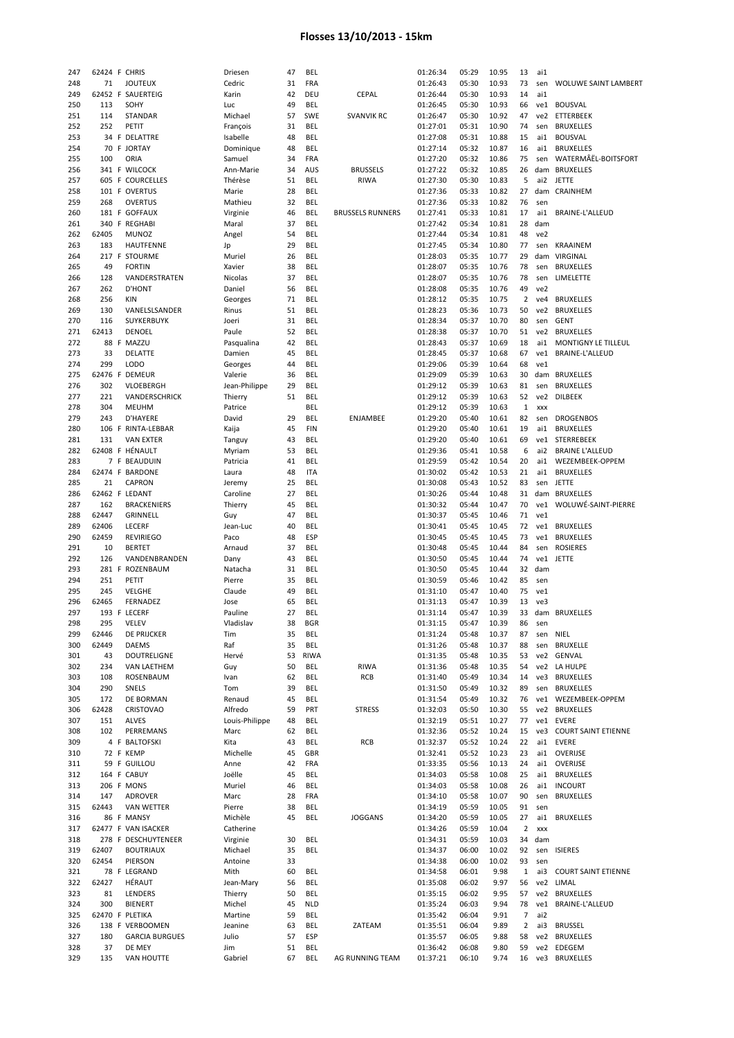# Flosses 13/10/2013 - 15km

| Pos | Dos | Sexe | Nom | Prénom | Âge | Nat | Club | Temps | Allure | Vitesse | Pl. cat | Cat | Ville |
|---|---|---|---|---|---|---|---|---|---|---|---|---|---|
| 247 | 62424 | F | CHRIS | Driesen | 47 | BEL | | 01:26:34 | 05:29 | 10.95 | 13 | ai1 | |
| 248 | 71 | | JOUTEUX | Cedric | 31 | FRA | | 01:26:43 | 05:30 | 10.93 | 73 | sen | WOLUWE SAINT LAMBERT |
| 249 | 62452 | F | SAUERTEIG | Karin | 42 | DEU | CEPAL | 01:26:44 | 05:30 | 10.93 | 14 | ai1 | |
| 250 | 113 | | SOHY | Luc | 49 | BEL | | 01:26:45 | 05:30 | 10.93 | 66 | ve1 | BOUSVAL |
| 251 | 114 | | STANDAR | Michael | 57 | SWE | SVANVIK RC | 01:26:47 | 05:30 | 10.92 | 47 | ve2 | ETTERBEEK |
| 252 | 252 | | PETIT | François | 31 | BEL | | 01:27:01 | 05:31 | 10.90 | 74 | sen | BRUXELLES |
| 253 | 34 | F | DELATTRE | Isabelle | 48 | BEL | | 01:27:08 | 05:31 | 10.88 | 15 | ai1 | BOUSVAL |
| 254 | 70 | F | JORTAY | Dominique | 48 | BEL | | 01:27:14 | 05:32 | 10.87 | 16 | ai1 | BRUXELLES |
| 255 | 100 | | ORIA | Samuel | 34 | FRA | | 01:27:20 | 05:32 | 10.86 | 75 | sen | WATERMÃËL-BOITSFORT |
| 256 | 341 | F | WILCOCK | Ann-Marie | 34 | AUS | BRUSSELS | 01:27:22 | 05:32 | 10.85 | 26 | dam | BRUXELLES |
| 257 | 605 | F | COURCELLES | Thérèse | 51 | BEL | RIWA | 01:27:30 | 05:30 | 10.83 | 5 | ai2 | JETTE |
| 258 | 101 | F | OVERTUS | Marie | 28 | BEL | | 01:27:36 | 05:33 | 10.82 | 27 | dam | CRAINHEM |
| 259 | 268 | | OVERTUS | Mathieu | 32 | BEL | | 01:27:36 | 05:33 | 10.82 | 76 | sen | |
| 260 | 181 | F | GOFFAUX | Virginie | 46 | BEL | BRUSSELS RUNNERS | 01:27:41 | 05:33 | 10.81 | 17 | ai1 | BRAINE-L'ALLEUD |
| 261 | 340 | F | REGHABI | Maral | 37 | BEL | | 01:27:42 | 05:34 | 10.81 | 28 | dam | |
| 262 | 62405 | | MUNOZ | Angel | 54 | BEL | | 01:27:44 | 05:34 | 10.81 | 48 | ve2 | |
| 263 | 183 | | HAUTFENNE | Jp | 29 | BEL | | 01:27:45 | 05:34 | 10.80 | 77 | sen | KRAAINEM |
| 264 | 217 | F | STOURME | Muriel | 26 | BEL | | 01:28:03 | 05:35 | 10.77 | 29 | dam | VIRGINAL |
| 265 | 49 | | FORTIN | Xavier | 38 | BEL | | 01:28:07 | 05:35 | 10.76 | 78 | sen | BRUXELLES |
| 266 | 128 | | VANDERSTRATEN | Nicolas | 37 | BEL | | 01:28:07 | 05:35 | 10.76 | 78 | sen | LIMELETTE |
| 267 | 262 | | D'HONT | Daniel | 56 | BEL | | 01:28:08 | 05:35 | 10.76 | 49 | ve2 | |
| 268 | 256 | | KIN | Georges | 71 | BEL | | 01:28:12 | 05:35 | 10.75 | 2 | ve4 | BRUXELLES |
| 269 | 130 | | VANELSLSANDER | Rinus | 51 | BEL | | 01:28:23 | 05:36 | 10.73 | 50 | ve2 | BRUXELLES |
| 270 | 116 | | SUYKERBUYK | Joeri | 31 | BEL | | 01:28:34 | 05:37 | 10.70 | 80 | sen | GENT |
| 271 | 62413 | | DENOEL | Paule | 52 | BEL | | 01:28:38 | 05:37 | 10.70 | 51 | ve2 | BRUXELLES |
| 272 | 88 | F | MAZZU | Pasqualina | 42 | BEL | | 01:28:43 | 05:37 | 10.69 | 18 | ai1 | MONTIGNY LE TILLEUL |
| 273 | 33 | | DELATTE | Damien | 45 | BEL | | 01:28:45 | 05:37 | 10.68 | 67 | ve1 | BRAINE-L'ALLEUD |
| 274 | 299 | | LODO | Georges | 44 | BEL | | 01:29:06 | 05:39 | 10.64 | 68 | ve1 | |
| 275 | 62476 | F | DEMEUR | Valerie | 36 | BEL | | 01:29:09 | 05:39 | 10.63 | 30 | dam | BRUXELLES |
| 276 | 302 | | VLOEBERGH | Jean-Philippe | 29 | BEL | | 01:29:12 | 05:39 | 10.63 | 81 | sen | BRUXELLES |
| 277 | 221 | | VANDERSCHRICK | Thierry | 51 | BEL | | 01:29:12 | 05:39 | 10.63 | 52 | ve2 | DILBEEK |
| 278 | 304 | | MEUHM | Patrice | | BEL | | 01:29:12 | 05:39 | 10.63 | 1 | xxx | |
| 279 | 243 | | D'HAYERE | David | 29 | BEL | ENJAMBEE | 01:29:20 | 05:40 | 10.61 | 82 | sen | DROGENBOS |
| 280 | 106 | F | RINTA-LEBBAR | Kaija | 45 | FIN | | 01:29:20 | 05:40 | 10.61 | 19 | ai1 | BRUXELLES |
| 281 | 131 | | VAN EXTER | Tanguy | 43 | BEL | | 01:29:20 | 05:40 | 10.61 | 69 | ve1 | STERREBEEK |
| 282 | 62408 | F | HÉNAULT | Myriam | 53 | BEL | | 01:29:36 | 05:41 | 10.58 | 6 | ai2 | BRAINE L'ALLEUD |
| 283 | 7 | F | BEAUDUIN | Patricia | 41 | BEL | | 01:29:59 | 05:42 | 10.54 | 20 | ai1 | WEZEMBEEK-OPPEM |
| 284 | 62474 | F | BARDONE | Laura | 48 | ITA | | 01:30:02 | 05:42 | 10.53 | 21 | ai1 | BRUXELLES |
| 285 | 21 | | CAPRON | Jeremy | 25 | BEL | | 01:30:08 | 05:43 | 10.52 | 83 | sen | JETTE |
| 286 | 62462 | F | LEDANT | Caroline | 27 | BEL | | 01:30:26 | 05:44 | 10.48 | 31 | dam | BRUXELLES |
| 287 | 162 | | BRACKENIERS | Thierry | 45 | BEL | | 01:30:32 | 05:44 | 10.47 | 70 | ve1 | WOLUWÉ-SAINT-PIERRE |
| 288 | 62447 | | GRINNELL | Guy | 47 | BEL | | 01:30:37 | 05:45 | 10.46 | 71 | ve1 | |
| 289 | 62406 | | LECERF | Jean-Luc | 40 | BEL | | 01:30:41 | 05:45 | 10.45 | 72 | ve1 | BRUXELLES |
| 290 | 62459 | | REVIRIEGO | Paco | 48 | ESP | | 01:30:45 | 05:45 | 10.45 | 73 | ve1 | BRUXELLES |
| 291 | 10 | | BERTET | Arnaud | 37 | BEL | | 01:30:48 | 05:45 | 10.44 | 84 | sen | ROSIERES |
| 292 | 126 | | VANDENBRANDEN | Dany | 43 | BEL | | 01:30:50 | 05:45 | 10.44 | 74 | ve1 | JETTE |
| 293 | 281 | F | ROZENBAUM | Natacha | 31 | BEL | | 01:30:50 | 05:45 | 10.44 | 32 | dam | |
| 294 | 251 | | PETIT | Pierre | 35 | BEL | | 01:30:59 | 05:46 | 10.42 | 85 | sen | |
| 295 | 245 | | VELGHE | Claude | 49 | BEL | | 01:31:10 | 05:47 | 10.40 | 75 | ve1 | |
| 296 | 62465 | | FERNADEZ | Jose | 65 | BEL | | 01:31:13 | 05:47 | 10.39 | 13 | ve3 | |
| 297 | 193 | F | LECERF | Pauline | 27 | BEL | | 01:31:14 | 05:47 | 10.39 | 33 | dam | BRUXELLES |
| 298 | 295 | | VELEV | Vladislav | 38 | BGR | | 01:31:15 | 05:47 | 10.39 | 86 | sen | |
| 299 | 62446 | | DE PRIJCKER | Tim | 35 | BEL | | 01:31:24 | 05:48 | 10.37 | 87 | sen | NIEL |
| 300 | 62449 | | DAEMS | Raf | 35 | BEL | | 01:31:26 | 05:48 | 10.37 | 88 | sen | BRUXELLE |
| 301 | 43 | | DOUTRELIGNE | Hervé | 53 | RIWA | | 01:31:35 | 05:48 | 10.35 | 53 | ve2 | GENVAL |
| 302 | 234 | | VAN LAETHEM | Guy | 50 | BEL | RIWA | 01:31:36 | 05:48 | 10.35 | 54 | ve2 | LA HULPE |
| 303 | 108 | | ROSENBAUM | Ivan | 62 | BEL | RCB | 01:31:40 | 05:49 | 10.34 | 14 | ve3 | BRUXELLES |
| 304 | 290 | | SNELS | Tom | 39 | BEL | | 01:31:50 | 05:49 | 10.32 | 89 | sen | BRUXELLES |
| 305 | 172 | | DE BORMAN | Renaud | 45 | BEL | | 01:31:54 | 05:49 | 10.32 | 76 | ve1 | WEZEMBEEK-OPPEM |
| 306 | 62428 | | CRISTOVAO | Alfredo | 59 | PRT | STRESS | 01:32:03 | 05:50 | 10.30 | 55 | ve2 | BRUXELLES |
| 307 | 151 | | ALVES | Louis-Philippe | 48 | BEL | | 01:32:19 | 05:51 | 10.27 | 77 | ve1 | EVERE |
| 308 | 102 | | PERREMANS | Marc | 62 | BEL | | 01:32:36 | 05:52 | 10.24 | 15 | ve3 | COURT SAINT ETIENNE |
| 309 | 4 | F | BALTOFSKI | Kita | 43 | BEL | RCB | 01:32:37 | 05:52 | 10.24 | 22 | ai1 | EVERE |
| 310 | 72 | F | KEMP | Michelle | 45 | GBR | | 01:32:41 | 05:52 | 10.23 | 23 | ai1 | OVERIJSE |
| 311 | 59 | F | GUILLOU | Anne | 42 | FRA | | 01:33:35 | 05:56 | 10.13 | 24 | ai1 | OVERIJSE |
| 312 | 164 | F | CABUY | Joëlle | 45 | BEL | | 01:34:03 | 05:58 | 10.08 | 25 | ai1 | BRUXELLES |
| 313 | 206 | F | MONS | Muriel | 46 | BEL | | 01:34:03 | 05:58 | 10.08 | 26 | ai1 | INCOURT |
| 314 | 147 | | ADROVER | Marc | 28 | FRA | | 01:34:10 | 05:58 | 10.07 | 90 | sen | BRUXELLES |
| 315 | 62443 | | VAN WETTER | Pierre | 38 | BEL | | 01:34:19 | 05:59 | 10.05 | 91 | sen | |
| 316 | 86 | F | MANSY | Michèle | 45 | BEL | JOGGANS | 01:34:20 | 05:59 | 10.05 | 27 | ai1 | BRUXELLES |
| 317 | 62477 | F | VAN ISACKER | Catherine | | | | 01:34:26 | 05:59 | 10.04 | 2 | xxx | |
| 318 | 278 | F | DESCHUYTENEER | Virginie | 30 | BEL | | 01:34:31 | 05:59 | 10.03 | 34 | dam | |
| 319 | 62407 | | BOUTRIAUX | Michael | 35 | BEL | | 01:34:37 | 06:00 | 10.02 | 92 | sen | ISIERES |
| 320 | 62454 | | PIERSON | Antoine | 33 | | | 01:34:38 | 06:00 | 10.02 | 93 | sen | |
| 321 | 78 | F | LEGRAND | Mith | 60 | BEL | | 01:34:58 | 06:01 | 9.98 | 1 | ai3 | COURT SAINT ETIENNE |
| 322 | 62427 | | HÉRAUT | Jean-Mary | 56 | BEL | | 01:35:08 | 06:02 | 9.97 | 56 | ve2 | LIMAL |
| 323 | 81 | | LENDERS | Thierry | 50 | BEL | | 01:35:15 | 06:02 | 9.95 | 57 | ve2 | BRUXELLES |
| 324 | 300 | | BIENERT | Michel | 45 | NLD | | 01:35:24 | 06:03 | 9.94 | 78 | ve1 | BRAINE-L'ALLEUD |
| 325 | 62470 | F | PLETIKA | Martine | 59 | BEL | | 01:35:42 | 06:04 | 9.91 | 7 | ai2 | |
| 326 | 138 | F | VERBOOMEN | Jeanine | 63 | BEL | ZATEAM | 01:35:51 | 06:04 | 9.89 | 2 | ai3 | BRUSSEL |
| 327 | 180 | | GARCIA BURGUES | Julio | 57 | ESP | | 01:35:57 | 06:05 | 9.88 | 58 | ve2 | BRUXELLES |
| 328 | 37 | | DE MEY | Jim | 51 | BEL | | 01:36:42 | 06:08 | 9.80 | 59 | ve2 | EDEGEM |
| 329 | 135 | | VAN HOUTTE | Gabriel | 67 | BEL | AG RUNNING TEAM | 01:37:21 | 06:10 | 9.74 | 16 | ve3 | BRUXELLES |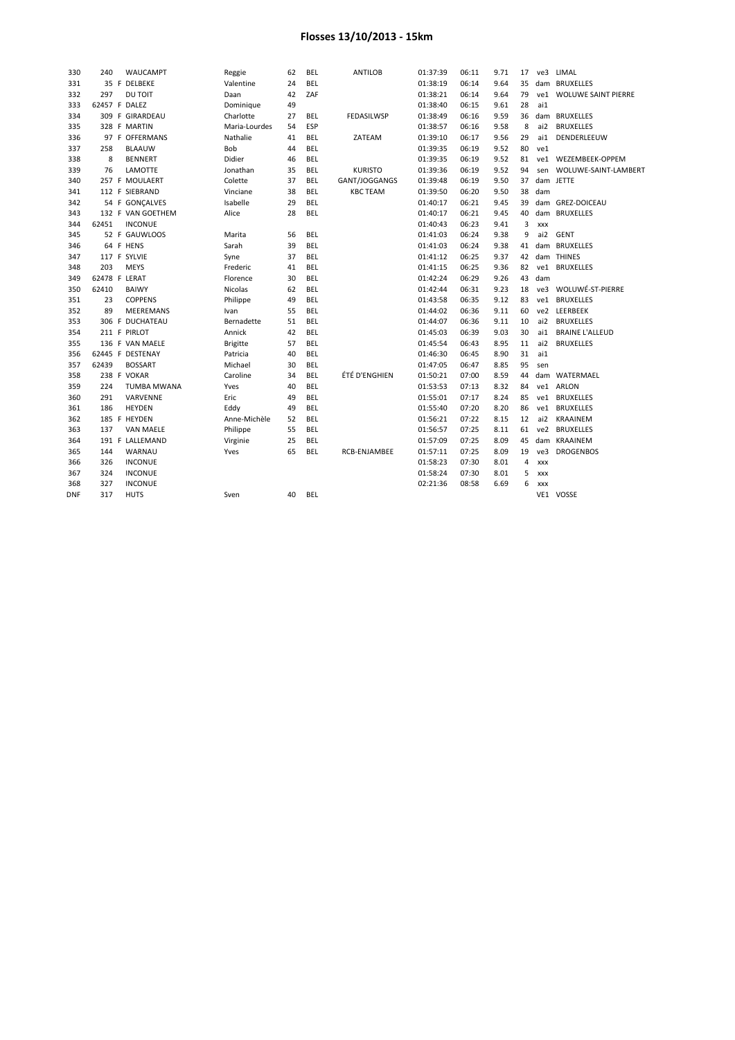# Flosses 13/10/2013 - 15km

| | | | | | | | | | | | | | |
|---|---|---|---|---|---|---|---|---|---|---|---|---|---|
| 330 | 240 | | WAUCAMPT | Reggie | 62 | BEL | ANTILOB | 01:37:39 | 06:11 | 9.71 | 17 | ve3 | LIMAL |
| 331 | 35 | F | DELBEKE | Valentine | 24 | BEL | | 01:38:19 | 06:14 | 9.64 | 35 | dam | BRUXELLES |
| 332 | 297 | | DU TOIT | Daan | 42 | ZAF | | 01:38:21 | 06:14 | 9.64 | 79 | ve1 | WOLUWE SAINT PIERRE |
| 333 | 62457 | F | DALEZ | Dominique | 49 | | | 01:38:40 | 06:15 | 9.61 | 28 | ai1 | |
| 334 | 309 | F | GIRARDEAU | Charlotte | 27 | BEL | FEDASILWSP | 01:38:49 | 06:16 | 9.59 | 36 | dam | BRUXELLES |
| 335 | 328 | F | MARTIN | Maria-Lourdes | 54 | ESP | | 01:38:57 | 06:16 | 9.58 | 8 | ai2 | BRUXELLES |
| 336 | 97 | F | OFFERMANS | Nathalie | 41 | BEL | ZATEAM | 01:39:10 | 06:17 | 9.56 | 29 | ai1 | DENDERLEEUW |
| 337 | 258 | | BLAAUW | Bob | 44 | BEL | | 01:39:35 | 06:19 | 9.52 | 80 | ve1 | |
| 338 | 8 | | BENNERT | Didier | 46 | BEL | | 01:39:35 | 06:19 | 9.52 | 81 | ve1 | WEZEMBEEK-OPPEM |
| 339 | 76 | | LAMOTTE | Jonathan | 35 | BEL | KURISTO | 01:39:36 | 06:19 | 9.52 | 94 | sen | WOLUWE-SAINT-LAMBERT |
| 340 | 257 | F | MOULAERT | Colette | 37 | BEL | GANT/JOGGANGS | 01:39:48 | 06:19 | 9.50 | 37 | dam | JETTE |
| 341 | 112 | F | SIEBRAND | Vinciane | 38 | BEL | KBC TEAM | 01:39:50 | 06:20 | 9.50 | 38 | dam | |
| 342 | 54 | F | GONÇALVES | Isabelle | 29 | BEL | | 01:40:17 | 06:21 | 9.45 | 39 | dam | GREZ-DOICEAU |
| 343 | 132 | F | VAN GOETHEM | Alice | 28 | BEL | | 01:40:17 | 06:21 | 9.45 | 40 | dam | BRUXELLES |
| 344 | 62451 | | INCONUE | | | | | 01:40:43 | 06:23 | 9.41 | 3 | xxx | |
| 345 | 52 | F | GAUWLOOS | Marita | 56 | BEL | | 01:41:03 | 06:24 | 9.38 | 9 | ai2 | GENT |
| 346 | 64 | F | HENS | Sarah | 39 | BEL | | 01:41:03 | 06:24 | 9.38 | 41 | dam | BRUXELLES |
| 347 | 117 | F | SYLVIE | Syne | 37 | BEL | | 01:41:12 | 06:25 | 9.37 | 42 | dam | THINES |
| 348 | 203 | | MEYS | Frederic | 41 | BEL | | 01:41:15 | 06:25 | 9.36 | 82 | ve1 | BRUXELLES |
| 349 | 62478 | F | LERAT | Florence | 30 | BEL | | 01:42:24 | 06:29 | 9.26 | 43 | dam | |
| 350 | 62410 | | BAIWY | Nicolas | 62 | BEL | | 01:42:44 | 06:31 | 9.23 | 18 | ve3 | WOLUWÉ-ST-PIERRE |
| 351 | 23 | | COPPENS | Philippe | 49 | BEL | | 01:43:58 | 06:35 | 9.12 | 83 | ve1 | BRUXELLES |
| 352 | 89 | | MEEREMANS | Ivan | 55 | BEL | | 01:44:02 | 06:36 | 9.11 | 60 | ve2 | LEERBEEK |
| 353 | 306 | F | DUCHATEAU | Bernadette | 51 | BEL | | 01:44:07 | 06:36 | 9.11 | 10 | ai2 | BRUXELLES |
| 354 | 211 | F | PIRLOT | Annick | 42 | BEL | | 01:45:03 | 06:39 | 9.03 | 30 | ai1 | BRAINE L'ALLEUD |
| 355 | 136 | F | VAN MAELE | Brigitte | 57 | BEL | | 01:45:54 | 06:43 | 8.95 | 11 | ai2 | BRUXELLES |
| 356 | 62445 | F | DESTENAY | Patricia | 40 | BEL | | 01:46:30 | 06:45 | 8.90 | 31 | ai1 | |
| 357 | 62439 | | BOSSART | Michael | 30 | BEL | | 01:47:05 | 06:47 | 8.85 | 95 | sen | |
| 358 | 238 | F | VOKAR | Caroline | 34 | BEL | ÉTÉ D'ENGHIEN | 01:50:21 | 07:00 | 8.59 | 44 | dam | WATERMAEL |
| 359 | 224 | | TUMBA MWANA | Yves | 40 | BEL | | 01:53:53 | 07:13 | 8.32 | 84 | ve1 | ARLON |
| 360 | 291 | | VARVENNE | Eric | 49 | BEL | | 01:55:01 | 07:17 | 8.24 | 85 | ve1 | BRUXELLES |
| 361 | 186 | | HEYDEN | Eddy | 49 | BEL | | 01:55:40 | 07:20 | 8.20 | 86 | ve1 | BRUXELLES |
| 362 | 185 | F | HEYDEN | Anne-Michèle | 52 | BEL | | 01:56:21 | 07:22 | 8.15 | 12 | ai2 | KRAAINEM |
| 363 | 137 | | VAN MAELE | Philippe | 55 | BEL | | 01:56:57 | 07:25 | 8.11 | 61 | ve2 | BRUXELLES |
| 364 | 191 | F | LALLEMAND | Virginie | 25 | BEL | | 01:57:09 | 07:25 | 8.09 | 45 | dam | KRAAINEM |
| 365 | 144 | | WARNAU | Yves | 65 | BEL | RCB-ENJAMBEE | 01:57:11 | 07:25 | 8.09 | 19 | ve3 | DROGENBOS |
| 366 | 326 | | INCONUE | | | | | 01:58:23 | 07:30 | 8.01 | 4 | xxx | |
| 367 | 324 | | INCONUE | | | | | 01:58:24 | 07:30 | 8.01 | 5 | xxx | |
| 368 | 327 | | INCONUE | | | | | 02:21:36 | 08:58 | 6.69 | 6 | xxx | |
| DNF | 317 | | HUTS | Sven | 40 | BEL | | | | | | VE1 | VOSSE |